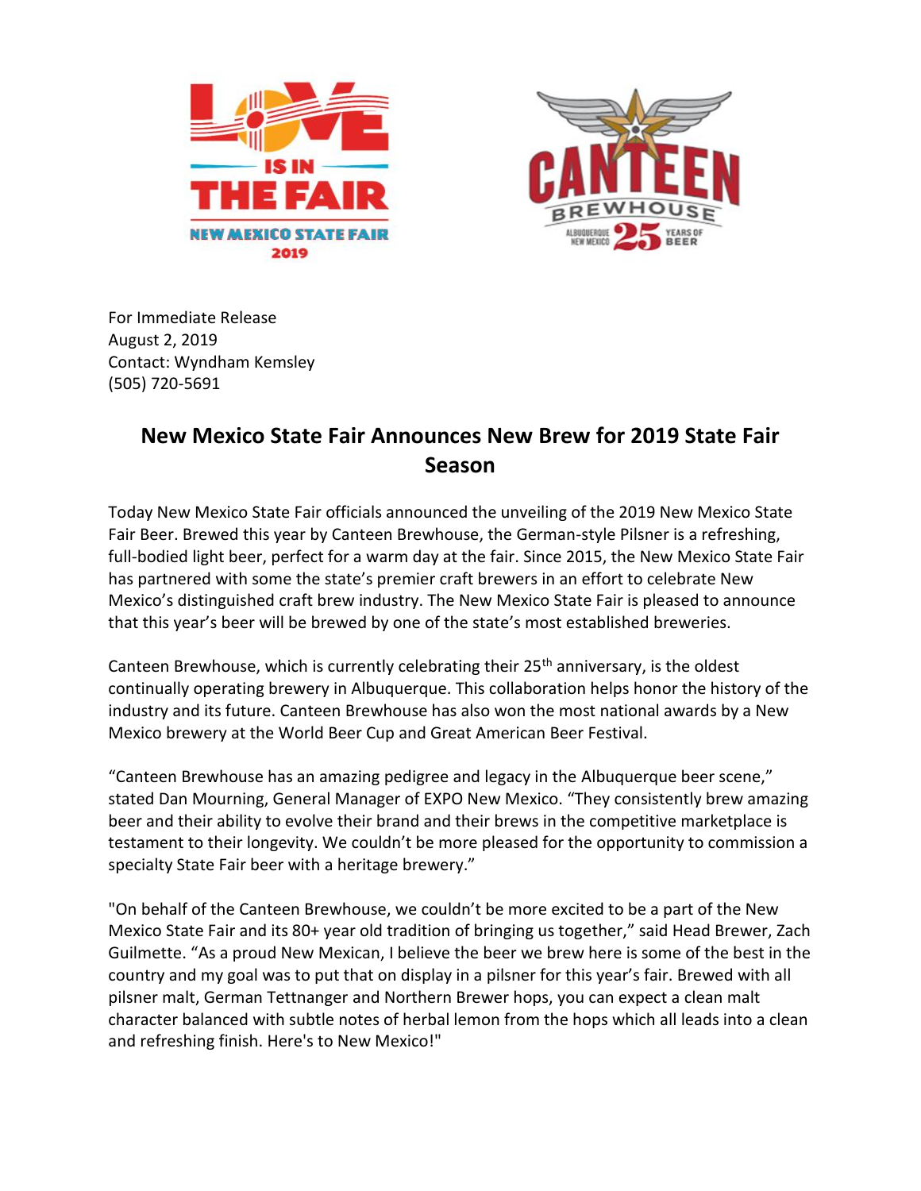For Immediate Release
August 2, 2019
Contact: Wyndham Kemsley
(505) 720-5691

# New Mexico State Fair Announces New Brew for 2019 State Fair Season

Today New Mexico State Fair officials announced the unveiling of the 2019 New Mexico State Fair Beer. Brewed this year by Canteen Brewhouse, the German-style Pilsner is a refreshing, full-bodied light beer, perfect for a warm day at the fair. Since 2015, the New Mexico State Fair has partnered with some the state's premier craft brewers in an effort to celebrate New Mexico's distinguished craft brew industry. The New Mexico State Fair is pleased to announce that this year's beer will be brewed by one of the state's most established breweries.

Canteen Brewhouse, which is currently celebrating their 25th anniversary, is the oldest continually operating brewery in Albuquerque. This collaboration helps honor the history of the industry and its future. Canteen Brewhouse has also won the most national awards by a New Mexico brewery at the World Beer Cup and Great American Beer Festival.

"Canteen Brewhouse has an amazing pedigree and legacy in the Albuquerque beer scene," stated Dan Mourning, General Manager of EXPO New Mexico. "They consistently brew amazing beer and their ability to evolve their brand and their brews in the competitive marketplace is testament to their longevity. We couldn't be more pleased for the opportunity to commission a specialty State Fair beer with a heritage brewery."

"On behalf of the Canteen Brewhouse, we couldn't be more excited to be a part of the New Mexico State Fair and its 80+ year old tradition of bringing us together," said Head Brewer, Zach Guilmette. "As a proud New Mexican, I believe the beer we brew here is some of the best in the country and my goal was to put that on display in a pilsner for this year's fair. Brewed with all pilsner malt, German Tettnanger and Northern Brewer hops, you can expect a clean malt character balanced with subtle notes of herbal lemon from the hops which all leads into a clean and refreshing finish. Here's to New Mexico!"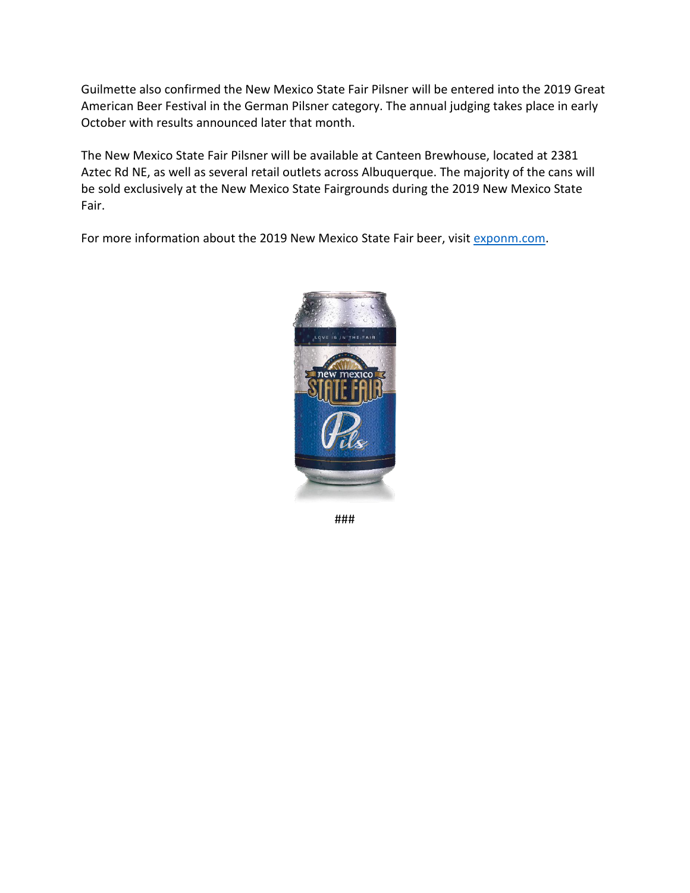Guilmette also confirmed the New Mexico State Fair Pilsner will be entered into the 2019 Great American Beer Festival in the German Pilsner category. The annual judging takes place in early October with results announced later that month.

The New Mexico State Fair Pilsner will be available at Canteen Brewhouse, located at 2381 Aztec Rd NE, as well as several retail outlets across Albuquerque. The majority of the cans will be sold exclusively at the New Mexico State Fairgrounds during the 2019 New Mexico State Fair.

For more information about the 2019 New Mexico State Fair beer, visit [exponm.com](exponm.com).

###